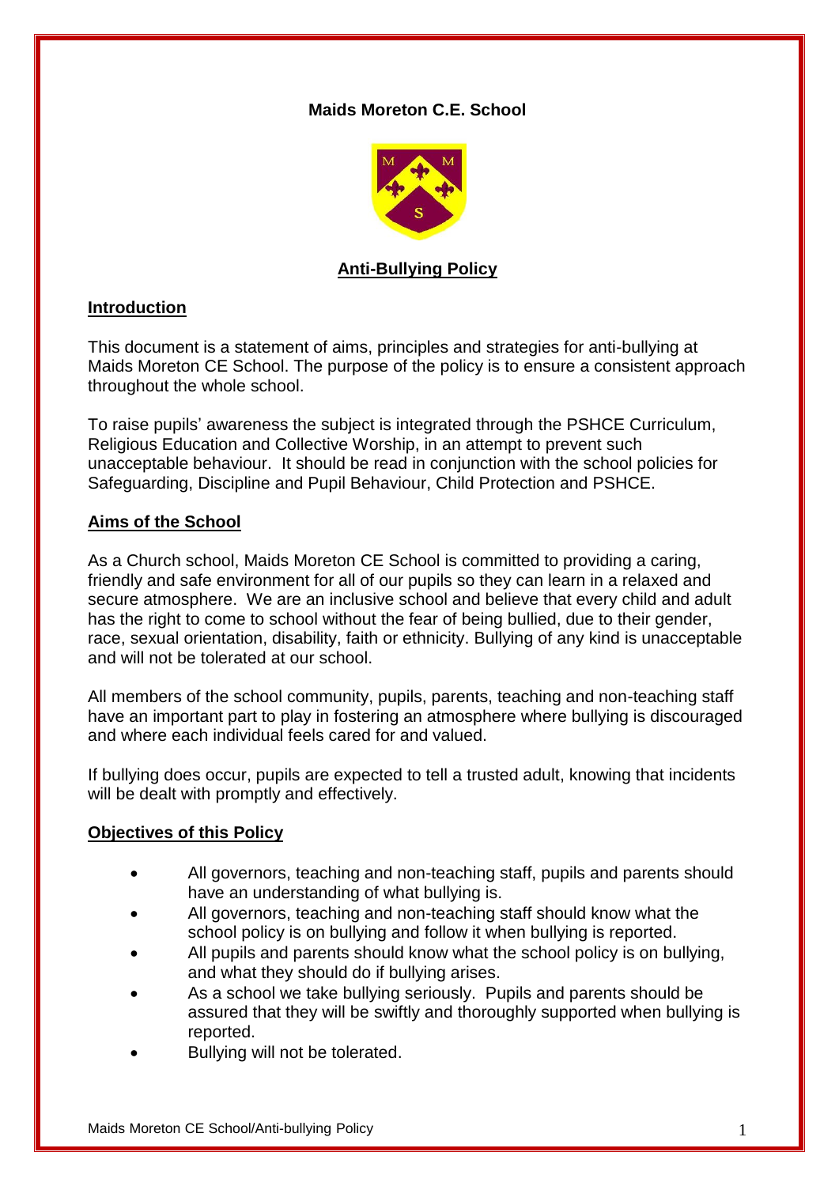**Maids Moreton C.E. School**

## Anti-Bullying Policy

### Introduction

This document is a statement of aims, principles and strategies for anti-bullying at Maids Moreton CE School. The purpose of the policy is to ensure a consistent approach throughout the whole school.

To raise pupils' awareness the subject is integrated through the PSHCE Curriculum, Religious Education and Collective Worship, in an attempt to prevent such unacceptable behaviour. It should be read in conjunction with the school policies for Safeguarding, Discipline and Pupil Behaviour, Child Protection and PSHCE.

### Aims of the School

As a Church school, Maids Moreton CE School is committed to providing a caring, friendly and safe environment for all of our pupils so they can learn in a relaxed and secure atmosphere. We are an inclusive school and believe that every child and adult has the right to come to school without the fear of being bullied, due to their gender, race, sexual orientation, disability, faith or ethnicity. Bullying of any kind is unacceptable and will not be tolerated at our school.

All members of the school community, pupils, parents, teaching and non-teaching staff have an important part to play in fostering an atmosphere where bullying is discouraged and where each individual feels cared for and valued.

If bullying does occur, pupils are expected to tell a trusted adult, knowing that incidents will be dealt with promptly and effectively.

### Objectives of this Policy

- All governors, teaching and non-teaching staff, pupils and parents should have an understanding of what bullying is.
- All governors, teaching and non-teaching staff should know what the school policy is on bullying and follow it when bullying is reported.
- All pupils and parents should know what the school policy is on bullying, and what they should do if bullying arises.
- As a school we take bullying seriously. Pupils and parents should be assured that they will be swiftly and thoroughly supported when bullying is reported.
- Bullying will not be tolerated.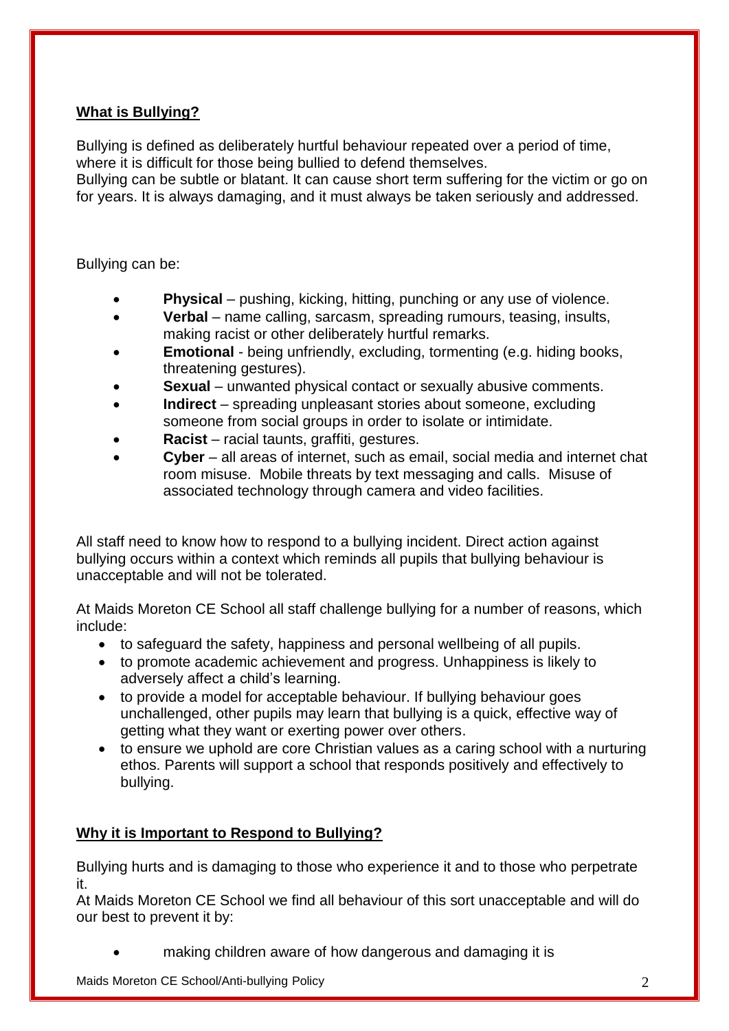## What is Bullying?

Bullying is defined as deliberately hurtful behaviour repeated over a period of time, where it is difficult for those being bullied to defend themselves.
Bullying can be subtle or blatant. It can cause short term suffering for the victim or go on for years. It is always damaging, and it must always be taken seriously and addressed.

Bullying can be:

- **Physical** – pushing, kicking, hitting, punching or any use of violence.
- **Verbal** – name calling, sarcasm, spreading rumours, teasing, insults, making racist or other deliberately hurtful remarks.
- **Emotional** - being unfriendly, excluding, tormenting (e.g. hiding books, threatening gestures).
- **Sexual** – unwanted physical contact or sexually abusive comments.
- **Indirect** – spreading unpleasant stories about someone, excluding someone from social groups in order to isolate or intimidate.
- **Racist** – racial taunts, graffiti, gestures.
- **Cyber** – all areas of internet, such as email, social media and internet chat room misuse. Mobile threats by text messaging and calls. Misuse of associated technology through camera and video facilities.

All staff need to know how to respond to a bullying incident. Direct action against bullying occurs within a context which reminds all pupils that bullying behaviour is unacceptable and will not be tolerated.

At Maids Moreton CE School all staff challenge bullying for a number of reasons, which include:

- to safeguard the safety, happiness and personal wellbeing of all pupils.
- to promote academic achievement and progress. Unhappiness is likely to adversely affect a child's learning.
- to provide a model for acceptable behaviour. If bullying behaviour goes unchallenged, other pupils may learn that bullying is a quick, effective way of getting what they want or exerting power over others.
- to ensure we uphold are core Christian values as a caring school with a nurturing ethos. Parents will support a school that responds positively and effectively to bullying.

## Why it is Important to Respond to Bullying?

Bullying hurts and is damaging to those who experience it and to those who perpetrate it.
At Maids Moreton CE School we find all behaviour of this sort unacceptable and will do our best to prevent it by:

- making children aware of how dangerous and damaging it is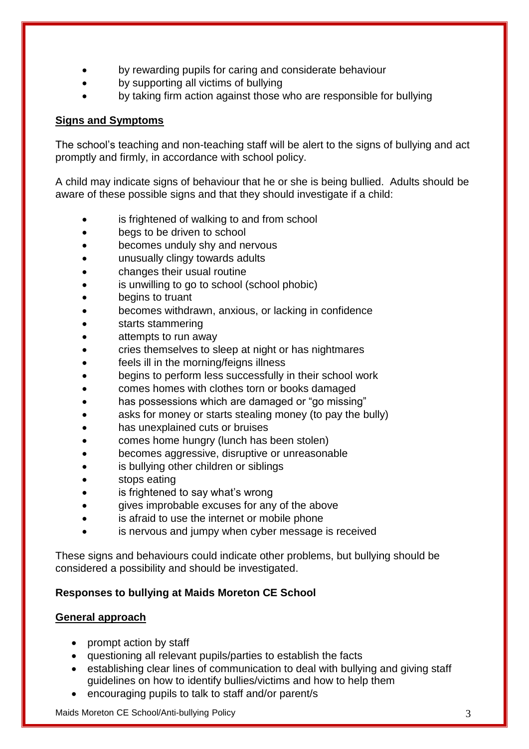- by rewarding pupils for caring and considerate behaviour
- by supporting all victims of bullying
- by taking firm action against those who are responsible for bullying

## Signs and Symptoms

The school's teaching and non-teaching staff will be alert to the signs of bullying and act promptly and firmly, in accordance with school policy.

A child may indicate signs of behaviour that he or she is being bullied. Adults should be aware of these possible signs and that they should investigate if a child:

- is frightened of walking to and from school
- begs to be driven to school
- becomes unduly shy and nervous
- unusually clingy towards adults
- changes their usual routine
- is unwilling to go to school (school phobic)
- begins to truant
- becomes withdrawn, anxious, or lacking in confidence
- starts stammering
- attempts to run away
- cries themselves to sleep at night or has nightmares
- feels ill in the morning/feigns illness
- begins to perform less successfully in their school work
- comes homes with clothes torn or books damaged
- has possessions which are damaged or "go missing"
- asks for money or starts stealing money (to pay the bully)
- has unexplained cuts or bruises
- comes home hungry (lunch has been stolen)
- becomes aggressive, disruptive or unreasonable
- is bullying other children or siblings
- stops eating
- is frightened to say what's wrong
- gives improbable excuses for any of the above
- is afraid to use the internet or mobile phone
- is nervous and jumpy when cyber message is received

These signs and behaviours could indicate other problems, but bullying should be considered a possibility and should be investigated.

**Responses to bullying at Maids Moreton CE School**

## General approach

- prompt action by staff
- questioning all relevant pupils/parties to establish the facts
- establishing clear lines of communication to deal with bullying and giving staff guidelines on how to identify bullies/victims and how to help them
- encouraging pupils to talk to staff and/or parent/s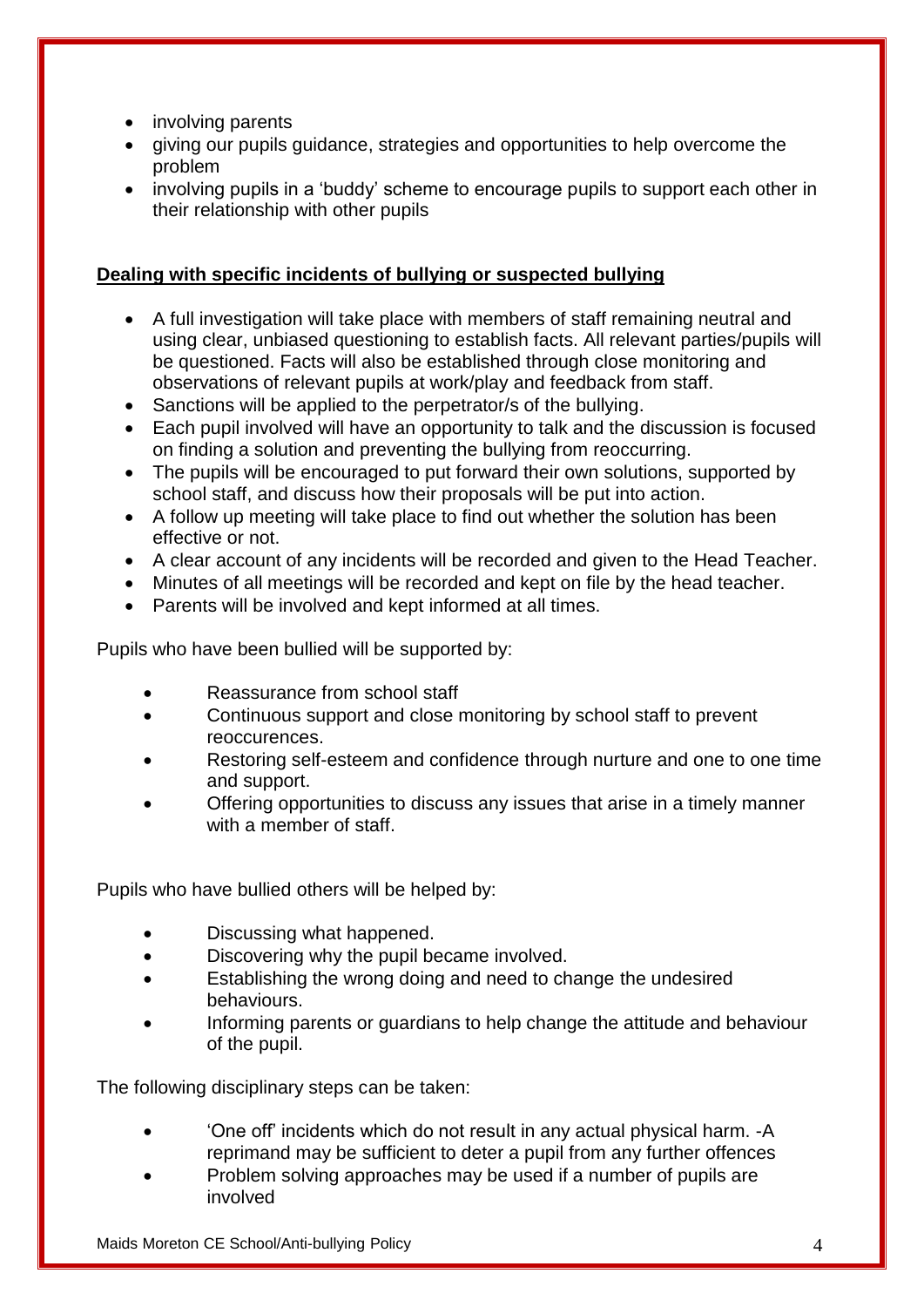- involving parents
- giving our pupils guidance, strategies and opportunities to help overcome the problem
- involving pupils in a 'buddy' scheme to encourage pupils to support each other in their relationship with other pupils

**<u>Dealing with specific incidents of bullying or suspected bullying</u>**

- A full investigation will take place with members of staff remaining neutral and using clear, unbiased questioning to establish facts. All relevant parties/pupils will be questioned. Facts will also be established through close monitoring and observations of relevant pupils at work/play and feedback from staff.
- Sanctions will be applied to the perpetrator/s of the bullying.
- Each pupil involved will have an opportunity to talk and the discussion is focused on finding a solution and preventing the bullying from reoccurring.
- The pupils will be encouraged to put forward their own solutions, supported by school staff, and discuss how their proposals will be put into action.
- A follow up meeting will take place to find out whether the solution has been effective or not.
- A clear account of any incidents will be recorded and given to the Head Teacher.
- Minutes of all meetings will be recorded and kept on file by the head teacher.
- Parents will be involved and kept informed at all times.

Pupils who have been bullied will be supported by:

- Reassurance from school staff
- Continuous support and close monitoring by school staff to prevent reoccurences.
- Restoring self-esteem and confidence through nurture and one to one time and support.
- Offering opportunities to discuss any issues that arise in a timely manner with a member of staff.

Pupils who have bullied others will be helped by:

- Discussing what happened.
- Discovering why the pupil became involved.
- Establishing the wrong doing and need to change the undesired behaviours.
- Informing parents or guardians to help change the attitude and behaviour of the pupil.

The following disciplinary steps can be taken:

- 'One off' incidents which do not result in any actual physical harm. -A reprimand may be sufficient to deter a pupil from any further offences
- Problem solving approaches may be used if a number of pupils are involved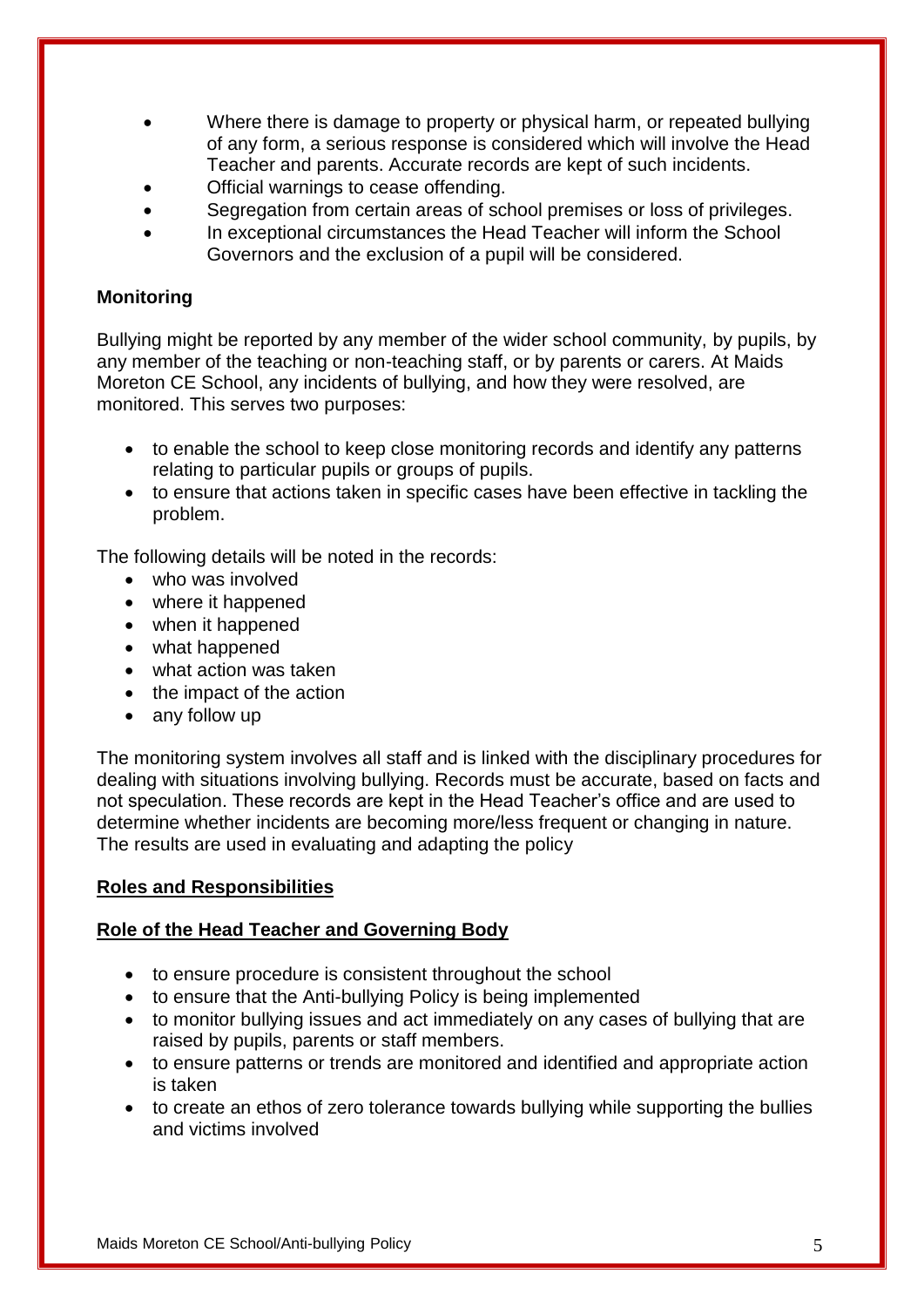- Where there is damage to property or physical harm, or repeated bullying of any form, a serious response is considered which will involve the Head Teacher and parents. Accurate records are kept of such incidents.
- Official warnings to cease offending.
- Segregation from certain areas of school premises or loss of privileges.
- In exceptional circumstances the Head Teacher will inform the School Governors and the exclusion of a pupil will be considered.

**Monitoring**

Bullying might be reported by any member of the wider school community, by pupils, by any member of the teaching or non-teaching staff, or by parents or carers. At Maids Moreton CE School, any incidents of bullying, and how they were resolved, are monitored. This serves two purposes:

- to enable the school to keep close monitoring records and identify any patterns relating to particular pupils or groups of pupils.
- to ensure that actions taken in specific cases have been effective in tackling the problem.

The following details will be noted in the records:

- who was involved
- where it happened
- when it happened
- what happened
- what action was taken
- the impact of the action
- any follow up

The monitoring system involves all staff and is linked with the disciplinary procedures for dealing with situations involving bullying. Records must be accurate, based on facts and not speculation. These records are kept in the Head Teacher's office and are used to determine whether incidents are becoming more/less frequent or changing in nature. The results are used in evaluating and adapting the policy

## Roles and Responsibilities

### Role of the Head Teacher and Governing Body

- to ensure procedure is consistent throughout the school
- to ensure that the Anti-bullying Policy is being implemented
- to monitor bullying issues and act immediately on any cases of bullying that are raised by pupils, parents or staff members.
- to ensure patterns or trends are monitored and identified and appropriate action is taken
- to create an ethos of zero tolerance towards bullying while supporting the bullies and victims involved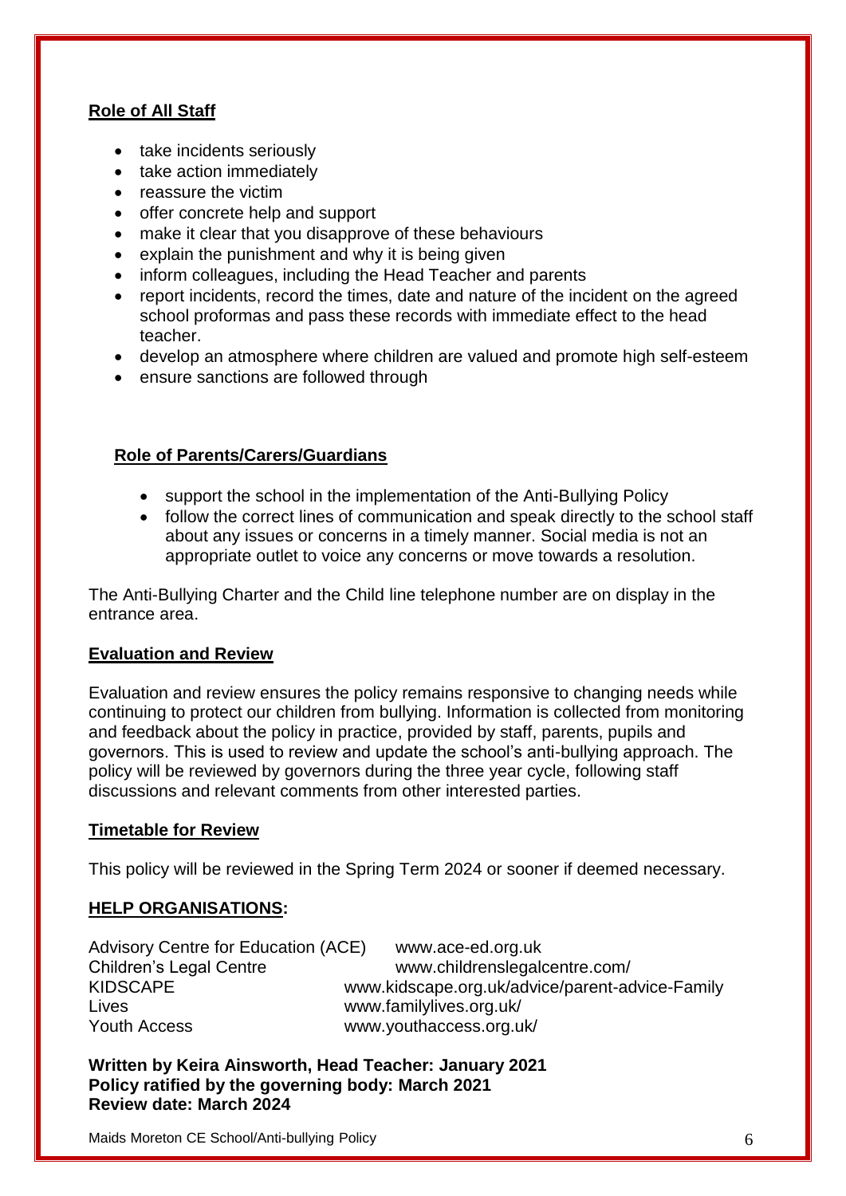**Role of All Staff**

- take incidents seriously
- take action immediately
- reassure the victim
- offer concrete help and support
- make it clear that you disapprove of these behaviours
- explain the punishment and why it is being given
- inform colleagues, including the Head Teacher and parents
- report incidents, record the times, date and nature of the incident on the agreed school proformas and pass these records with immediate effect to the head teacher.
- develop an atmosphere where children are valued and promote high self-esteem
- ensure sanctions are followed through

**Role of Parents/Carers/Guardians**

- support the school in the implementation of the Anti-Bullying Policy
- follow the correct lines of communication and speak directly to the school staff about any issues or concerns in a timely manner. Social media is not an appropriate outlet to voice any concerns or move towards a resolution.

The Anti-Bullying Charter and the Child line telephone number are on display in the entrance area.

**Evaluation and Review**

Evaluation and review ensures the policy remains responsive to changing needs while continuing to protect our children from bullying. Information is collected from monitoring and feedback about the policy in practice, provided by staff, parents, pupils and governors. This is used to review and update the school's anti-bullying approach. The policy will be reviewed by governors during the three year cycle, following staff discussions and relevant comments from other interested parties.

**Timetable for Review**

This policy will be reviewed in the Spring Term 2024 or sooner if deemed necessary.

**HELP ORGANISATIONS:**

| | |
|---|---|
| Advisory Centre for Education (ACE) | www.ace-ed.org.uk |
| Children's Legal Centre | www.childrenslegalcentre.com/ |
| KIDSCAPE | www.kidscape.org.uk/advice/parent-advice-Family |
| Lives | www.familylives.org.uk/ |
| Youth Access | www.youthaccess.org.uk/ |

**Written by Keira Ainsworth, Head Teacher: January 2021**
**Policy ratified by the governing body: March 2021**
**Review date: March 2024**